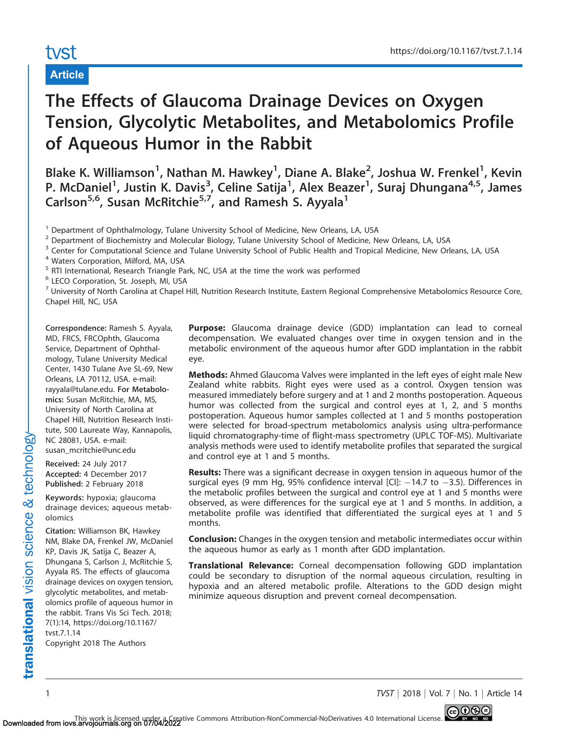Article

# The Effects of Glaucoma Drainage Devices on Oxygen Tension, Glycolytic Metabolites, and Metabolomics Profile of Aqueous Humor in the Rabbit

Blake K. Williamson[1], Nathan M. Hawkey[1], Diane A. Blake[2], Joshua W. Frenkel[1], Kevin P. McDaniel[1], Justin K. Davis[3], Celine Satija[1], Alex Beazer[1], Suraj Dhungana[4,5], James Carlson[5,6], Susan McRitchie[5,7], and Ramesh S. Ayyala[1]

[1] Department of Ophthalmology, Tulane University School of Medicine, New Orleans, LA, USA
[2] Department of Biochemistry and Molecular Biology, Tulane University School of Medicine, New Orleans, LA, USA
[3] Center for Computational Science and Tulane University School of Public Health and Tropical Medicine, New Orleans, LA, USA
[4] Waters Corporation, Milford, MA, USA
[5] RTI International, Research Triangle Park, NC, USA at the time the work was performed
[6] LECO Corporation, St. Joseph, MI, USA
[7] University of North Carolina at Chapel Hill, Nutrition Research Institute, Eastern Regional Comprehensive Metabolomics Resource Core, Chapel Hill, NC, USA

**Correspondence:** Ramesh S. Ayyala, MD, FRCS, FRCOphth, Glaucoma Service, Department of Ophthalmology, Tulane University Medical Center, 1430 Tulane Ave SL-69, New Orleans, LA 70112, USA. e-mail: rayyala@tulane.edu. **For Metabolomics:** Susan McRitchie, MA, MS, University of North Carolina at Chapel Hill, Nutrition Research Institute, 500 Laureate Way, Kannapolis, NC 28081, USA. e-mail: susan_mcritchie@unc.edu

**Received:** 24 July 2017
**Accepted:** 4 December 2017
**Published:** 2 February 2018

**Keywords:** hypoxia; glaucoma drainage devices; aqueous metabolomics

**Citation:** Williamson BK, Hawkey NM, Blake DA, Frenkel JW, McDaniel KP, Davis JK, Satija C, Beazer A, Dhungana S, Carlson J, McRitchie S, Ayyala RS. The effects of glaucoma drainage devices on oxygen tension, glycolytic metabolites, and metabolomics profile of aqueous humor in the rabbit. Trans Vis Sci Tech. 2018; 7(1):14, https://doi.org/10.1167/tvst.7.1.14
Copyright 2018 The Authors

**Purpose:** Glaucoma drainage device (GDD) implantation can lead to corneal decompensation. We evaluated changes over time in oxygen tension and in the metabolic environment of the aqueous humor after GDD implantation in the rabbit eye.

**Methods:** Ahmed Glaucoma Valves were implanted in the left eyes of eight male New Zealand white rabbits. Right eyes were used as a control. Oxygen tension was measured immediately before surgery and at 1 and 2 months postoperation. Aqueous humor was collected from the surgical and control eyes at 1, 2, and 5 months postoperation. Aqueous humor samples collected at 1 and 5 months postoperation were selected for broad-spectrum metabolomics analysis using ultra-performance liquid chromatography-time of flight-mass spectrometry (UPLC TOF-MS). Multivariate analysis methods were used to identify metabolite profiles that separated the surgical and control eye at 1 and 5 months.

**Results:** There was a significant decrease in oxygen tension in aqueous humor of the surgical eyes (9 mm Hg, 95% confidence interval [CI]: −14.7 to −3.5). Differences in the metabolic profiles between the surgical and control eye at 1 and 5 months were observed, as were differences for the surgical eye at 1 and 5 months. In addition, a metabolite profile was identified that differentiated the surgical eyes at 1 and 5 months.

**Conclusion:** Changes in the oxygen tension and metabolic intermediates occur within the aqueous humor as early as 1 month after GDD implantation.

**Translational Relevance:** Corneal decompensation following GDD implantation could be secondary to disruption of the normal aqueous circulation, resulting in hypoxia and an altered metabolic profile. Alterations to the GDD design might minimize aqueous disruption and prevent corneal decompensation.

This work is licensed under a Creative Commons Attribution-NonCommercial-NoDerivatives 4.0 International License.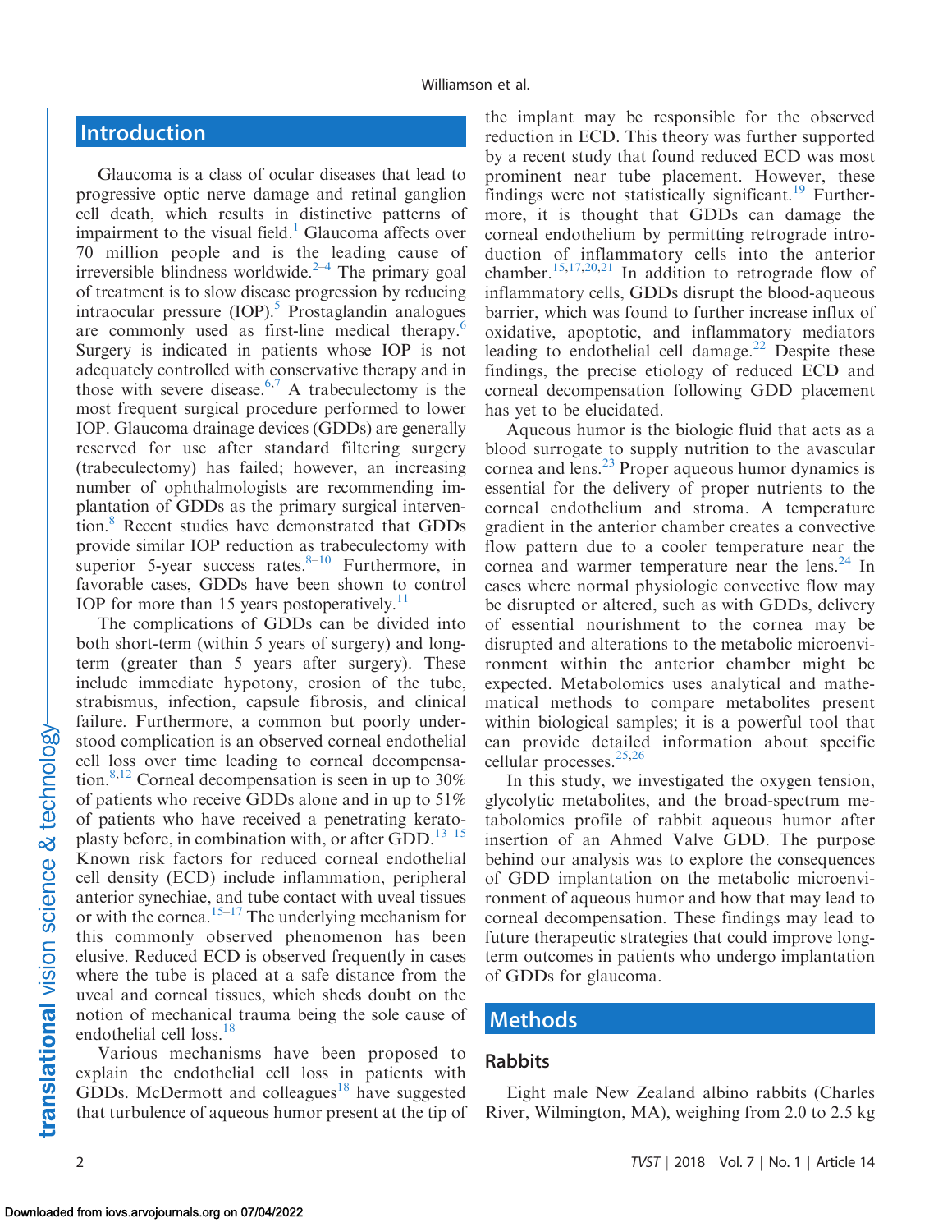## Introduction

Glaucoma is a class of ocular diseases that lead to progressive optic nerve damage and retinal ganglion cell death, which results in distinctive patterns of impairment to the visual field.[1] Glaucoma affects over 70 million people and is the leading cause of irreversible blindness worldwide.[2–4] The primary goal of treatment is to slow disease progression by reducing intraocular pressure (IOP).[5] Prostaglandin analogues are commonly used as first-line medical therapy.[6] Surgery is indicated in patients whose IOP is not adequately controlled with conservative therapy and in those with severe disease.[6,7] A trabeculectomy is the most frequent surgical procedure performed to lower IOP. Glaucoma drainage devices (GDDs) are generally reserved for use after standard filtering surgery (trabeculectomy) has failed; however, an increasing number of ophthalmologists are recommending implantation of GDDs as the primary surgical intervention.[8] Recent studies have demonstrated that GDDs provide similar IOP reduction as trabeculectomy with superior 5-year success rates.[8–10] Furthermore, in favorable cases, GDDs have been shown to control IOP for more than 15 years postoperatively.[11]

The complications of GDDs can be divided into both short-term (within 5 years of surgery) and long-term (greater than 5 years after surgery). These include immediate hypotony, erosion of the tube, strabismus, infection, capsule fibrosis, and clinical failure. Furthermore, a common but poorly understood complication is an observed corneal endothelial cell loss over time leading to corneal decompensation.[8,12] Corneal decompensation is seen in up to 30% of patients who receive GDDs alone and in up to 51% of patients who have received a penetrating keratoplasty before, in combination with, or after GDD.[13–15] Known risk factors for reduced corneal endothelial cell density (ECD) include inflammation, peripheral anterior synechiae, and tube contact with uveal tissues or with the cornea.[15–17] The underlying mechanism for this commonly observed phenomenon has been elusive. Reduced ECD is observed frequently in cases where the tube is placed at a safe distance from the uveal and corneal tissues, which sheds doubt on the notion of mechanical trauma being the sole cause of endothelial cell loss.[18]

Various mechanisms have been proposed to explain the endothelial cell loss in patients with GDDs. McDermott and colleagues[18] have suggested that turbulence of aqueous humor present at the tip of the implant may be responsible for the observed reduction in ECD. This theory was further supported by a recent study that found reduced ECD was most prominent near tube placement. However, these findings were not statistically significant.[19] Furthermore, it is thought that GDDs can damage the corneal endothelium by permitting retrograde introduction of inflammatory cells into the anterior chamber.[15,17,20,21] In addition to retrograde flow of inflammatory cells, GDDs disrupt the blood-aqueous barrier, which was found to further increase influx of oxidative, apoptotic, and inflammatory mediators leading to endothelial cell damage.[22] Despite these findings, the precise etiology of reduced ECD and corneal decompensation following GDD placement has yet to be elucidated.

Aqueous humor is the biologic fluid that acts as a blood surrogate to supply nutrition to the avascular cornea and lens.[23] Proper aqueous humor dynamics is essential for the delivery of proper nutrients to the corneal endothelium and stroma. A temperature gradient in the anterior chamber creates a convective flow pattern due to a cooler temperature near the cornea and warmer temperature near the lens.[24] In cases where normal physiologic convective flow may be disrupted or altered, such as with GDDs, delivery of essential nourishment to the cornea may be disrupted and alterations to the metabolic microenvironment within the anterior chamber might be expected. Metabolomics uses analytical and mathematical methods to compare metabolites present within biological samples; it is a powerful tool that can provide detailed information about specific cellular processes.[25,26]

In this study, we investigated the oxygen tension, glycolytic metabolites, and the broad-spectrum metabolomics profile of rabbit aqueous humor after insertion of an Ahmed Valve GDD. The purpose behind our analysis was to explore the consequences of GDD implantation on the metabolic microenvironment of aqueous humor and how that may lead to corneal decompensation. These findings may lead to future therapeutic strategies that could improve long-term outcomes in patients who undergo implantation of GDDs for glaucoma.

## Methods

### Rabbits

Eight male New Zealand albino rabbits (Charles River, Wilmington, MA), weighing from 2.0 to 2.5 kg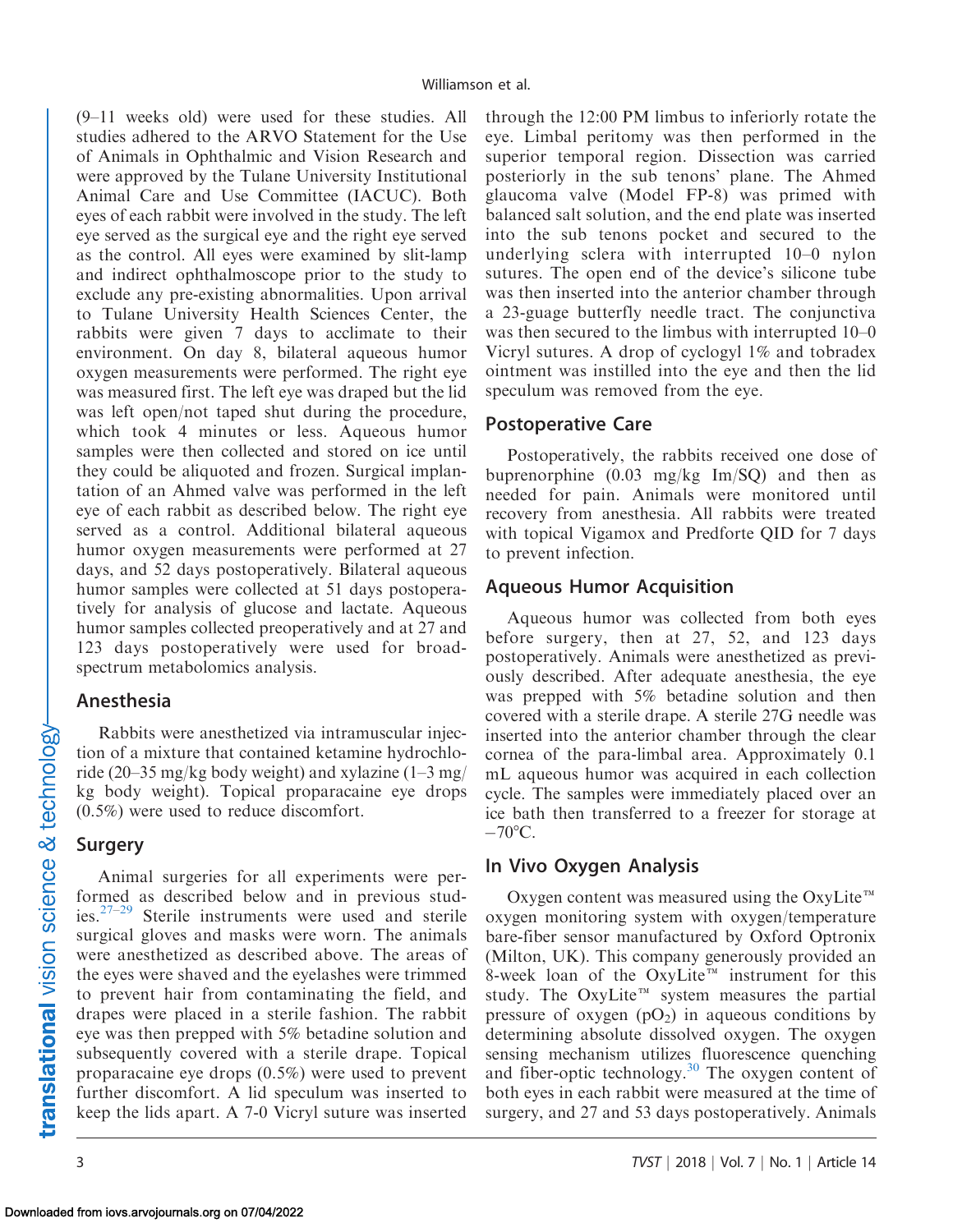(9–11 weeks old) were used for these studies. All studies adhered to the ARVO Statement for the Use of Animals in Ophthalmic and Vision Research and were approved by the Tulane University Institutional Animal Care and Use Committee (IACUC). Both eyes of each rabbit were involved in the study. The left eye served as the surgical eye and the right eye served as the control. All eyes were examined by slit-lamp and indirect ophthalmoscope prior to the study to exclude any pre-existing abnormalities. Upon arrival to Tulane University Health Sciences Center, the rabbits were given 7 days to acclimate to their environment. On day 8, bilateral aqueous humor oxygen measurements were performed. The right eye was measured first. The left eye was draped but the lid was left open/not taped shut during the procedure, which took 4 minutes or less. Aqueous humor samples were then collected and stored on ice until they could be aliquoted and frozen. Surgical implantation of an Ahmed valve was performed in the left eye of each rabbit as described below. The right eye served as a control. Additional bilateral aqueous humor oxygen measurements were performed at 27 days, and 52 days postoperatively. Bilateral aqueous humor samples were collected at 51 days postoperatively for analysis of glucose and lactate. Aqueous humor samples collected preoperatively and at 27 and 123 days postoperatively were used for broad-spectrum metabolomics analysis.

## Anesthesia

Rabbits were anesthetized via intramuscular injection of a mixture that contained ketamine hydrochloride (20–35 mg/kg body weight) and xylazine (1–3 mg/kg body weight). Topical proparacaine eye drops (0.5%) were used to reduce discomfort.

## Surgery

Animal surgeries for all experiments were performed as described below and in previous studies.[27–29] Sterile instruments were used and sterile surgical gloves and masks were worn. The animals were anesthetized as described above. The areas of the eyes were shaved and the eyelashes were trimmed to prevent hair from contaminating the field, and drapes were placed in a sterile fashion. The rabbit eye was then prepped with 5% betadine solution and subsequently covered with a sterile drape. Topical proparacaine eye drops (0.5%) were used to prevent further discomfort. A lid speculum was inserted to keep the lids apart. A 7-0 Vicryl suture was inserted through the 12:00 PM limbus to inferiorly rotate the eye. Limbal peritomy was then performed in the superior temporal region. Dissection was carried posteriorly in the sub tenons' plane. The Ahmed glaucoma valve (Model FP-8) was primed with balanced salt solution, and the end plate was inserted into the sub tenons pocket and secured to the underlying sclera with interrupted 10–0 nylon sutures. The open end of the device's silicone tube was then inserted into the anterior chamber through a 23-guage butterfly needle tract. The conjunctiva was then secured to the limbus with interrupted 10–0 Vicryl sutures. A drop of cyclogyl 1% and tobradex ointment was instilled into the eye and then the lid speculum was removed from the eye.

## Postoperative Care

Postoperatively, the rabbits received one dose of buprenorphine (0.03 mg/kg Im/SQ) and then as needed for pain. Animals were monitored until recovery from anesthesia. All rabbits were treated with topical Vigamox and Predforte QID for 7 days to prevent infection.

## Aqueous Humor Acquisition

Aqueous humor was collected from both eyes before surgery, then at 27, 52, and 123 days postoperatively. Animals were anesthetized as previously described. After adequate anesthesia, the eye was prepped with 5% betadine solution and then covered with a sterile drape. A sterile 27G needle was inserted into the anterior chamber through the clear cornea of the para-limbal area. Approximately 0.1 mL aqueous humor was acquired in each collection cycle. The samples were immediately placed over an ice bath then transferred to a freezer for storage at −70°C.

## In Vivo Oxygen Analysis

Oxygen content was measured using the OxyLite™ oxygen monitoring system with oxygen/temperature bare-fiber sensor manufactured by Oxford Optronix (Milton, UK). This company generously provided an 8-week loan of the OxyLite™ instrument for this study. The OxyLite™ system measures the partial pressure of oxygen ($pO_2$) in aqueous conditions by determining absolute dissolved oxygen. The oxygen sensing mechanism utilizes fluorescence quenching and fiber-optic technology.[30] The oxygen content of both eyes in each rabbit were measured at the time of surgery, and 27 and 53 days postoperatively. Animals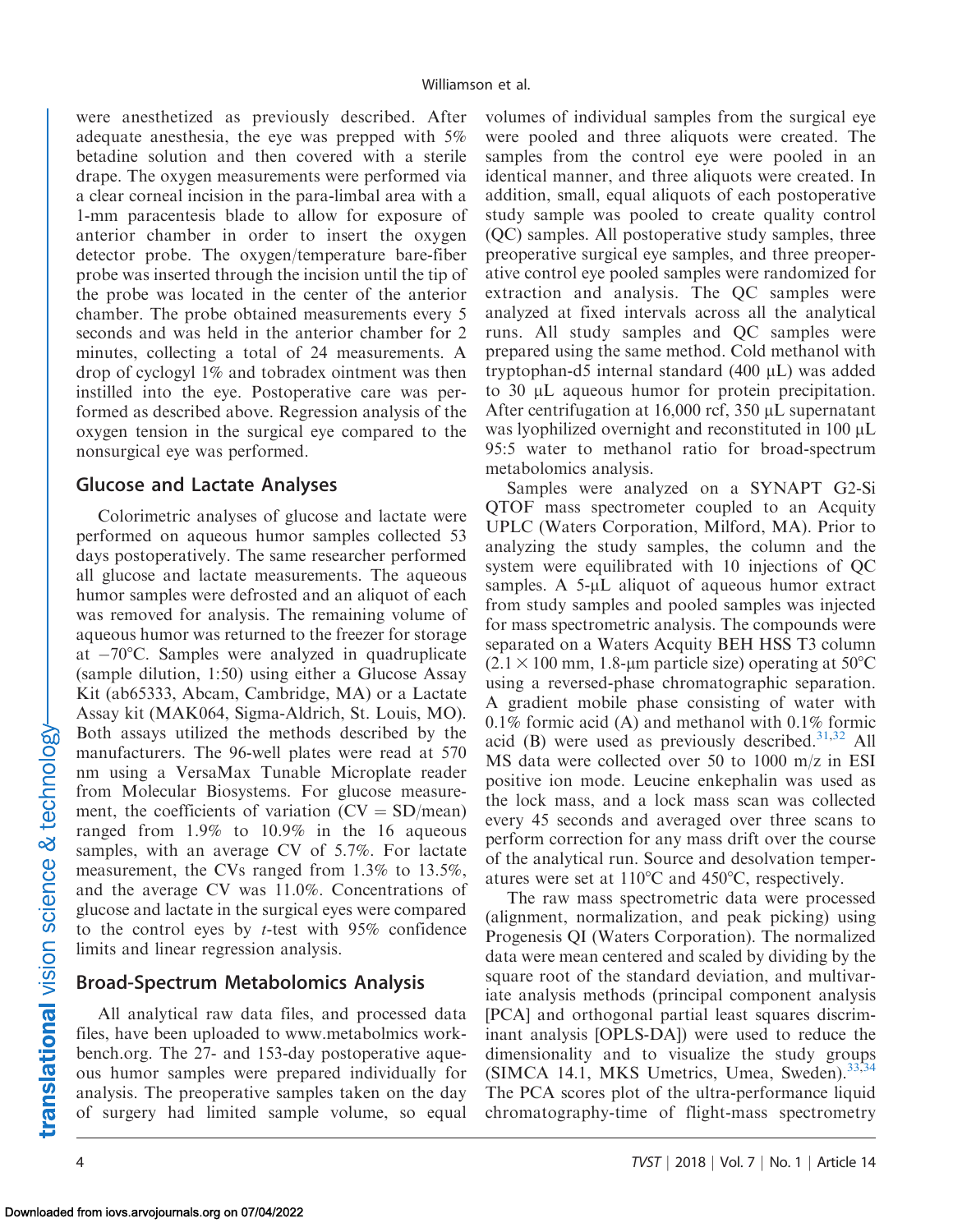were anesthetized as previously described. After adequate anesthesia, the eye was prepped with 5% betadine solution and then covered with a sterile drape. The oxygen measurements were performed via a clear corneal incision in the para-limbal area with a 1-mm paracentesis blade to allow for exposure of anterior chamber in order to insert the oxygen detector probe. The oxygen/temperature bare-fiber probe was inserted through the incision until the tip of the probe was located in the center of the anterior chamber. The probe obtained measurements every 5 seconds and was held in the anterior chamber for 2 minutes, collecting a total of 24 measurements. A drop of cyclogyl 1% and tobradex ointment was then instilled into the eye. Postoperative care was performed as described above. Regression analysis of the oxygen tension in the surgical eye compared to the nonsurgical eye was performed.

## Glucose and Lactate Analyses

Colorimetric analyses of glucose and lactate were performed on aqueous humor samples collected 53 days postoperatively. The same researcher performed all glucose and lactate measurements. The aqueous humor samples were defrosted and an aliquot of each was removed for analysis. The remaining volume of aqueous humor was returned to the freezer for storage at −70°C. Samples were analyzed in quadruplicate (sample dilution, 1:50) using either a Glucose Assay Kit (ab65333, Abcam, Cambridge, MA) or a Lactate Assay kit (MAK064, Sigma-Aldrich, St. Louis, MO). Both assays utilized the methods described by the manufacturers. The 96-well plates were read at 570 nm using a VersaMax Tunable Microplate reader from Molecular Biosystems. For glucose measurement, the coefficients of variation (CV = SD/mean) ranged from 1.9% to 10.9% in the 16 aqueous samples, with an average CV of 5.7%. For lactate measurement, the CVs ranged from 1.3% to 13.5%, and the average CV was 11.0%. Concentrations of glucose and lactate in the surgical eyes were compared to the control eyes by *t*-test with 95% confidence limits and linear regression analysis.

## Broad-Spectrum Metabolomics Analysis

All analytical raw data files, and processed data files, have been uploaded to www.metabolmics workbench.org. The 27- and 153-day postoperative aqueous humor samples were prepared individually for analysis. The preoperative samples taken on the day of surgery had limited sample volume, so equal volumes of individual samples from the surgical eye were pooled and three aliquots were created. The samples from the control eye were pooled in an identical manner, and three aliquots were created. In addition, small, equal aliquots of each postoperative study sample was pooled to create quality control (QC) samples. All postoperative study samples, three preoperative surgical eye samples, and three preoperative control eye pooled samples were randomized for extraction and analysis. The QC samples were analyzed at fixed intervals across all the analytical runs. All study samples and QC samples were prepared using the same method. Cold methanol with tryptophan-d5 internal standard (400 µL) was added to 30 µL aqueous humor for protein precipitation. After centrifugation at 16,000 rcf, 350 µL supernatant was lyophilized overnight and reconstituted in 100 µL 95:5 water to methanol ratio for broad-spectrum metabolomics analysis.

Samples were analyzed on a SYNAPT G2-Si QTOF mass spectrometer coupled to an Acquity UPLC (Waters Corporation, Milford, MA). Prior to analyzing the study samples, the column and the system were equilibrated with 10 injections of QC samples. A 5-µL aliquot of aqueous humor extract from study samples and pooled samples was injected for mass spectrometric analysis. The compounds were separated on a Waters Acquity BEH HSS T3 column ($2.1 \times 100$ mm, 1.8-µm particle size) operating at 50°C using a reversed-phase chromatographic separation. A gradient mobile phase consisting of water with 0.1% formic acid (A) and methanol with 0.1% formic acid (B) were used as previously described.[31,32] All MS data were collected over 50 to 1000 m/z in ESI positive ion mode. Leucine enkephalin was used as the lock mass, and a lock mass scan was collected every 45 seconds and averaged over three scans to perform correction for any mass drift over the course of the analytical run. Source and desolvation temperatures were set at 110°C and 450°C, respectively.

The raw mass spectrometric data were processed (alignment, normalization, and peak picking) using Progenesis QI (Waters Corporation). The normalized data were mean centered and scaled by dividing by the square root of the standard deviation, and multivariate analysis methods (principal component analysis [PCA] and orthogonal partial least squares discriminant analysis [OPLS-DA]) were used to reduce the dimensionality and to visualize the study groups (SIMCA 14.1, MKS Umetrics, Umea, Sweden).[33,34] The PCA scores plot of the ultra-performance liquid chromatography-time of flight-mass spectrometry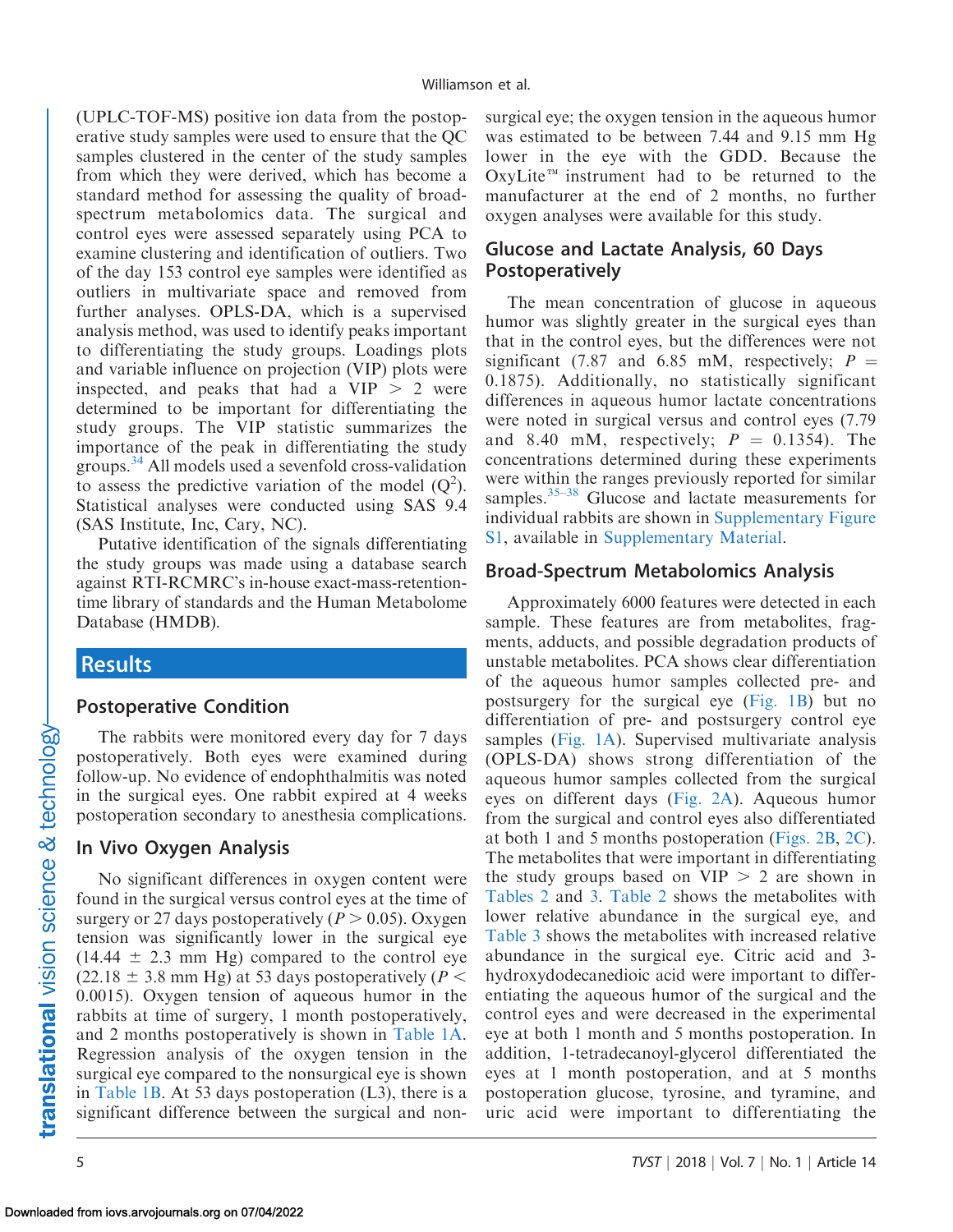(UPLC-TOF-MS) positive ion data from the postoperative study samples were used to ensure that the QC samples clustered in the center of the study samples from which they were derived, which has become a standard method for assessing the quality of broad-spectrum metabolomics data. The surgical and control eyes were assessed separately using PCA to examine clustering and identification of outliers. Two of the day 153 control eye samples were identified as outliers in multivariate space and removed from further analyses. OPLS-DA, which is a supervised analysis method, was used to identify peaks important to differentiating the study groups. Loadings plots and variable influence on projection (VIP) plots were inspected, and peaks that had a VIP $>$ 2 were determined to be important for differentiating the study groups. The VIP statistic summarizes the importance of the peak in differentiating the study groups.[34] All models used a sevenfold cross-validation to assess the predictive variation of the model ($Q^2$). Statistical analyses were conducted using SAS 9.4 (SAS Institute, Inc, Cary, NC).

Putative identification of the signals differentiating the study groups was made using a database search against RTI-RCMRC's in-house exact-mass-retention-time library of standards and the Human Metabolome Database (HMDB).

## Results

### Postoperative Condition

The rabbits were monitored every day for 7 days postoperatively. Both eyes were examined during follow-up. No evidence of endophthalmitis was noted in the surgical eyes. One rabbit expired at 4 weeks postoperation secondary to anesthesia complications.

### In Vivo Oxygen Analysis

No significant differences in oxygen content were found in the surgical versus control eyes at the time of surgery or 27 days postoperatively ($P > 0.05$). Oxygen tension was significantly lower in the surgical eye (14.44 $\pm$ 2.3 mm Hg) compared to the control eye (22.18 $\pm$ 3.8 mm Hg) at 53 days postoperatively ($P < 0.0015$). Oxygen tension of aqueous humor in the rabbits at time of surgery, 1 month postoperatively, and 2 months postoperatively is shown in Table 1A. Regression analysis of the oxygen tension in the surgical eye compared to the nonsurgical eye is shown in Table 1B. At 53 days postoperation (L3), there is a significant difference between the surgical and nonsurgical eye; the oxygen tension in the aqueous humor was estimated to be between 7.44 and 9.15 mm Hg lower in the eye with the GDD. Because the OxyLite™ instrument had to be returned to the manufacturer at the end of 2 months, no further oxygen analyses were available for this study.

### Glucose and Lactate Analysis, 60 Days Postoperatively

The mean concentration of glucose in aqueous humor was slightly greater in the surgical eyes than that in the control eyes, but the differences were not significant (7.87 and 6.85 mM, respectively; $P$ = 0.1875). Additionally, no statistically significant differences in aqueous humor lactate concentrations were noted in surgical versus and control eyes (7.79 and 8.40 mM, respectively; $P$ = 0.1354). The concentrations determined during these experiments were within the ranges previously reported for similar samples.[35–38] Glucose and lactate measurements for individual rabbits are shown in Supplementary Figure S1, available in Supplementary Material.

### Broad-Spectrum Metabolomics Analysis

Approximately 6000 features were detected in each sample. These features are from metabolites, fragments, adducts, and possible degradation products of unstable metabolites. PCA shows clear differentiation of the aqueous humor samples collected pre- and postsurgery for the surgical eye (Fig. 1B) but no differentiation of pre- and postsurgery control eye samples (Fig. 1A). Supervised multivariate analysis (OPLS-DA) shows strong differentiation of the aqueous humor samples collected from the surgical eyes on different days (Fig. 2A). Aqueous humor from the surgical and control eyes also differentiated at both 1 and 5 months postoperation (Figs. 2B, 2C). The metabolites that were important in differentiating the study groups based on VIP $>$ 2 are shown in Tables 2 and 3. Table 2 shows the metabolites with lower relative abundance in the surgical eye, and Table 3 shows the metabolites with increased relative abundance in the surgical eye. Citric acid and 3-hydroxydodecanedioic acid were important to differentiating the aqueous humor of the surgical and the control eyes and were decreased in the experimental eye at both 1 month and 5 months postoperation. In addition, 1-tetradecanoyl-glycerol differentiated the eyes at 1 month postoperation, and at 5 months postoperation glucose, tyrosine, and tyramine, and uric acid were important to differentiating the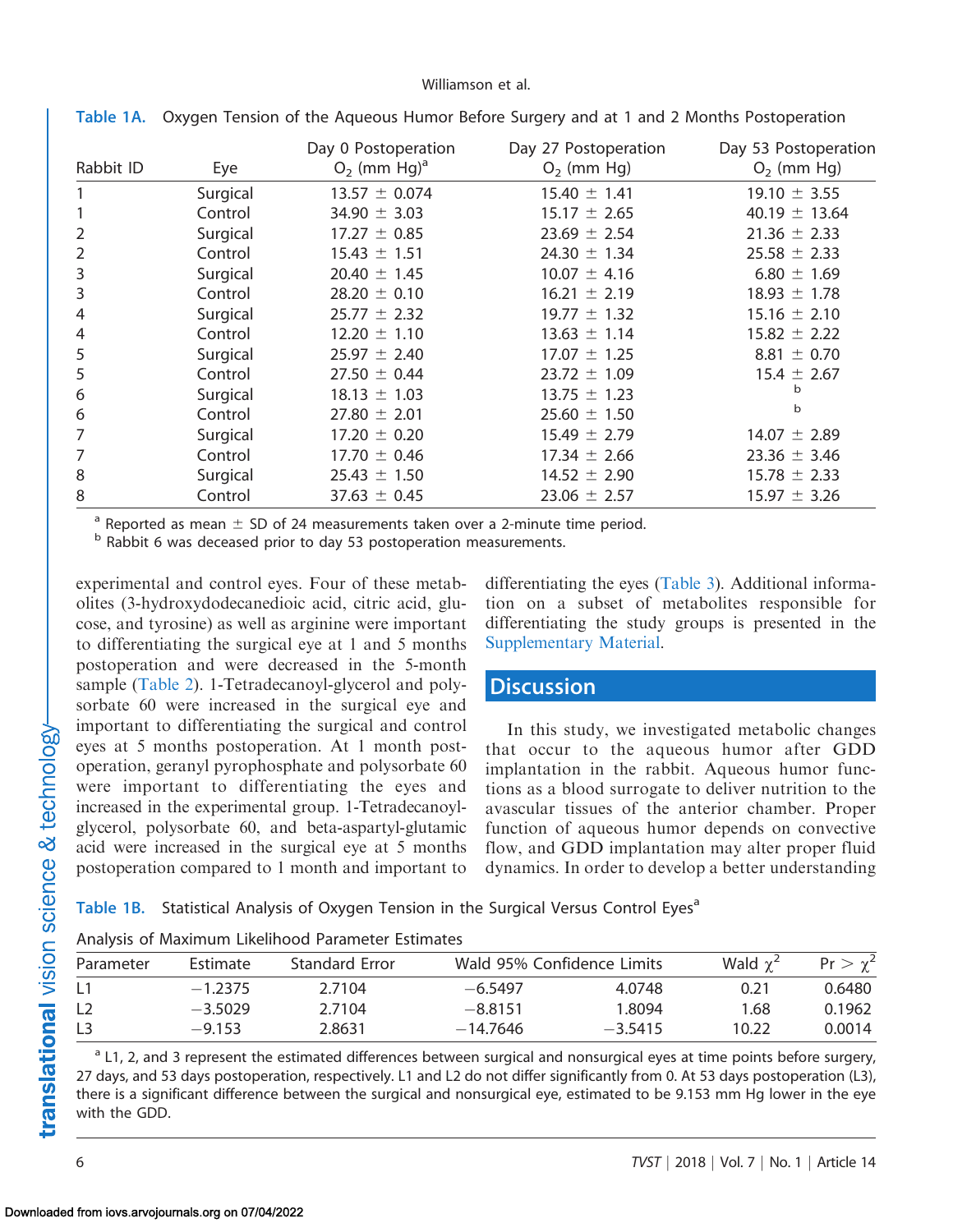**Table 1A.** Oxygen Tension of the Aqueous Humor Before Surgery and at 1 and 2 Months Postoperation

| Rabbit ID | Eye | Day 0 Postoperation $O_2$ (mm Hg)[a] | Day 27 Postoperation $O_2$ (mm Hg) | Day 53 Postoperation $O_2$ (mm Hg) |
|---|---|---|---|---|
| 1 | Surgical | 13.57 ± 0.074 | 15.40 ± 1.41 | 19.10 ± 3.55 |
| 1 | Control | 34.90 ± 3.03 | 15.17 ± 2.65 | 40.19 ± 13.64 |
| 2 | Surgical | 17.27 ± 0.85 | 23.69 ± 2.54 | 21.36 ± 2.33 |
| 2 | Control | 15.43 ± 1.51 | 24.30 ± 1.34 | 25.58 ± 2.33 |
| 3 | Surgical | 20.40 ± 1.45 | 10.07 ± 4.16 | 6.80 ± 1.69 |
| 3 | Control | 28.20 ± 0.10 | 16.21 ± 2.19 | 18.93 ± 1.78 |
| 4 | Surgical | 25.77 ± 2.32 | 19.77 ± 1.32 | 15.16 ± 2.10 |
| 4 | Control | 12.20 ± 1.10 | 13.63 ± 1.14 | 15.82 ± 2.22 |
| 5 | Surgical | 25.97 ± 2.40 | 17.07 ± 1.25 | 8.81 ± 0.70 |
| 5 | Control | 27.50 ± 0.44 | 23.72 ± 1.09 | 15.4 ± 2.67 |
| 6 | Surgical | 18.13 ± 1.03 | 13.75 ± 1.23 | [b] |
| 6 | Control | 27.80 ± 2.01 | 25.60 ± 1.50 | [b] |
| 7 | Surgical | 17.20 ± 0.20 | 15.49 ± 2.79 | 14.07 ± 2.89 |
| 7 | Control | 17.70 ± 0.46 | 17.34 ± 2.66 | 23.36 ± 3.46 |
| 8 | Surgical | 25.43 ± 1.50 | 14.52 ± 2.90 | 15.78 ± 2.33 |
| 8 | Control | 37.63 ± 0.45 | 23.06 ± 2.57 | 15.97 ± 3.26 |

[a] Reported as mean ± SD of 24 measurements taken over a 2-minute time period.
[b] Rabbit 6 was deceased prior to day 53 postoperation measurements.

experimental and control eyes. Four of these metabolites (3-hydroxydodecanedioic acid, citric acid, glucose, and tyrosine) as well as arginine were important to differentiating the surgical eye at 1 and 5 months postoperation and were decreased in the 5-month sample (Table 2). 1-Tetradecanoyl-glycerol and polysorbate 60 were increased in the surgical eye and important to differentiating the surgical and control eyes at 5 months postoperation. At 1 month postoperation, geranyl pyrophosphate and polysorbate 60 were important to differentiating the eyes and increased in the experimental group. 1-Tetradecanoyl-glycerol, polysorbate 60, and beta-aspartyl-glutamic acid were increased in the surgical eye at 5 months postoperation compared to 1 month and important to differentiating the eyes (Table 3). Additional information on a subset of metabolites responsible for differentiating the study groups is presented in the Supplementary Material.

## Discussion

In this study, we investigated metabolic changes that occur to the aqueous humor after GDD implantation in the rabbit. Aqueous humor functions as a blood surrogate to deliver nutrition to the avascular tissues of the anterior chamber. Proper function of aqueous humor depends on convective flow, and GDD implantation may alter proper fluid dynamics. In order to develop a better understanding

**Table 1B.** Statistical Analysis of Oxygen Tension in the Surgical Versus Control Eyes[a]

Analysis of Maximum Likelihood Parameter Estimates

| Parameter | Estimate | Standard Error | Wald 95% Confidence Limits | | Wald $\chi^2$ | Pr > $\chi^2$ |
|---|---|---|---|---|---|---|
| L1 | −1.2375 | 2.7104 | −6.5497 | 4.0748 | 0.21 | 0.6480 |
| L2 | −3.5029 | 2.7104 | −8.8151 | 1.8094 | 1.68 | 0.1962 |
| L3 | −9.153 | 2.8631 | −14.7646 | −3.5415 | 10.22 | 0.0014 |

[a] L1, 2, and 3 represent the estimated differences between surgical and nonsurgical eyes at time points before surgery, 27 days, and 53 days postoperation, respectively. L1 and L2 do not differ significantly from 0. At 53 days postoperation (L3), there is a significant difference between the surgical and nonsurgical eye, estimated to be 9.153 mm Hg lower in the eye with the GDD.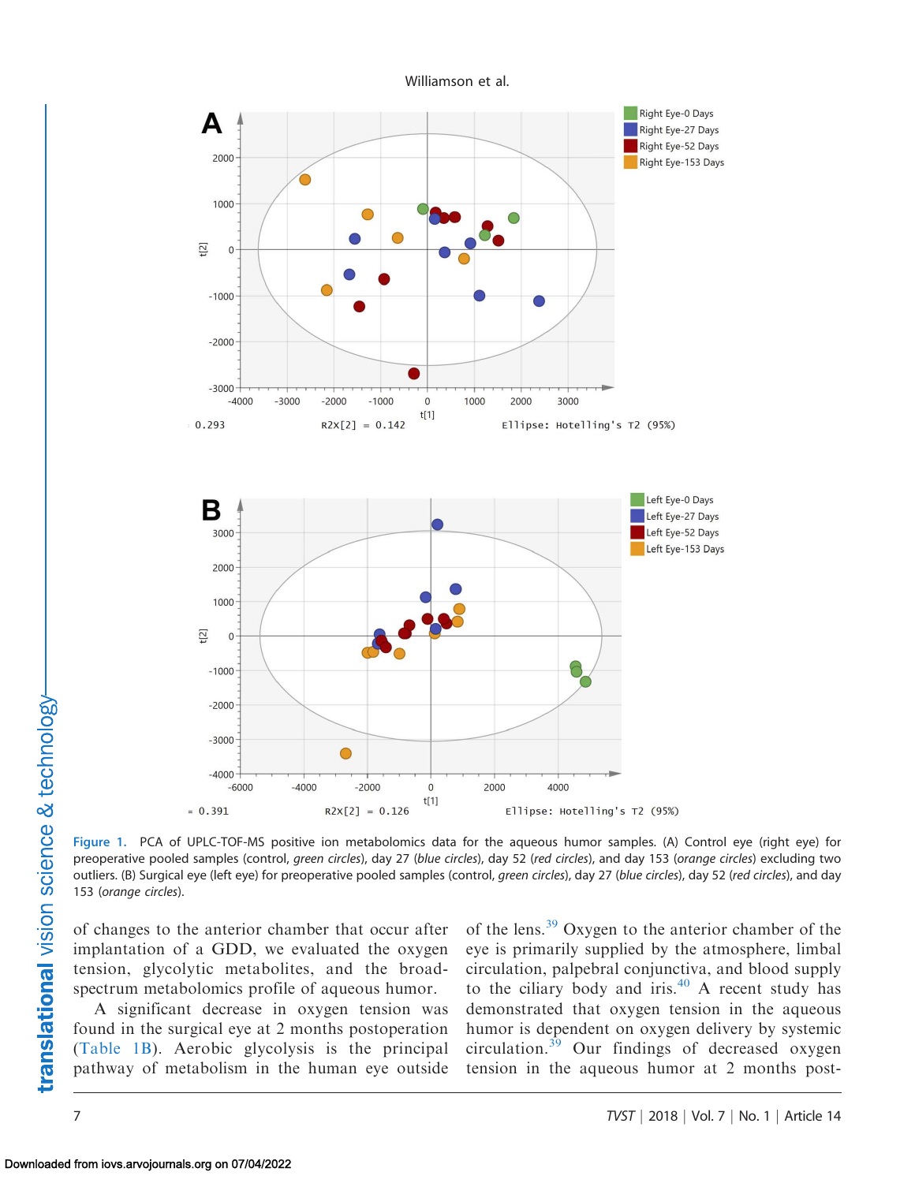Figure 1. PCA of UPLC-TOF-MS positive ion metabolomics data for the aqueous humor samples. (A) Control eye (right eye) for preoperative pooled samples (control, *green circles*), day 27 (*blue circles*), day 52 (*red circles*), and day 153 (*orange circles*) excluding two outliers. (B) Surgical eye (left eye) for preoperative pooled samples (control, *green circles*), day 27 (*blue circles*), day 52 (*red circles*), and day 153 (*orange circles*).

of changes to the anterior chamber that occur after implantation of a GDD, we evaluated the oxygen tension, glycolytic metabolites, and the broad-spectrum metabolomics profile of aqueous humor.

A significant decrease in oxygen tension was found in the surgical eye at 2 months postoperation (Table 1B). Aerobic glycolysis is the principal pathway of metabolism in the human eye outside of the lens.[39] Oxygen to the anterior chamber of the eye is primarily supplied by the atmosphere, limbal circulation, palpebral conjunctiva, and blood supply to the ciliary body and iris.[40] A recent study has demonstrated that oxygen tension in the aqueous humor is dependent on oxygen delivery by systemic circulation.[39] Our findings of decreased oxygen tension in the aqueous humor at 2 months post-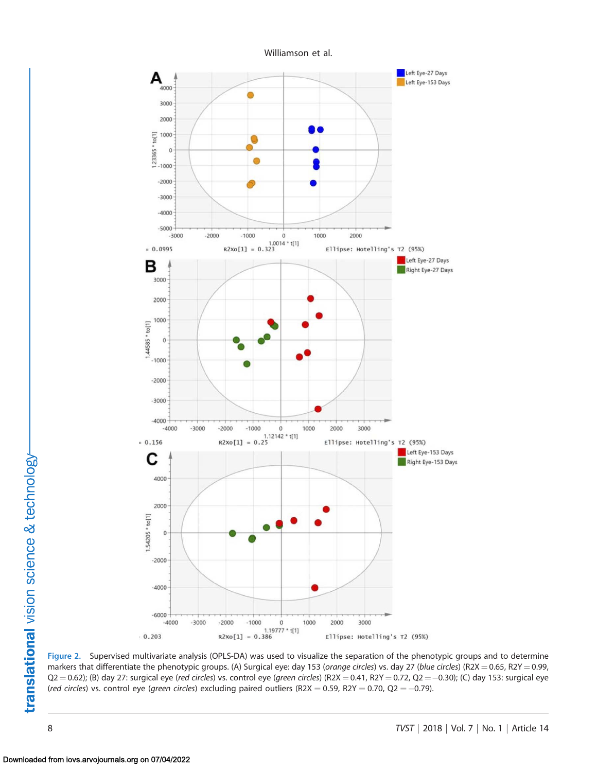Figure 2. Supervised multivariate analysis (OPLS-DA) was used to visualize the separation of the phenotypic groups and to determine markers that differentiate the phenotypic groups. (A) Surgical eye: day 153 (*orange circles*) vs. day 27 (*blue circles*) ($R2X = 0.65$, $R2Y = 0.99$, $Q2 = 0.62$); (B) day 27: surgical eye (*red circles*) vs. control eye (*green circles*) ($R2X = 0.41$, $R2Y = 0.72$, $Q2 = -0.30$); (C) day 153: surgical eye (*red circles*) vs. control eye (*green circles*) excluding paired outliers ($R2X = 0.59$, $R2Y = 0.70$, $Q2 = -0.79$).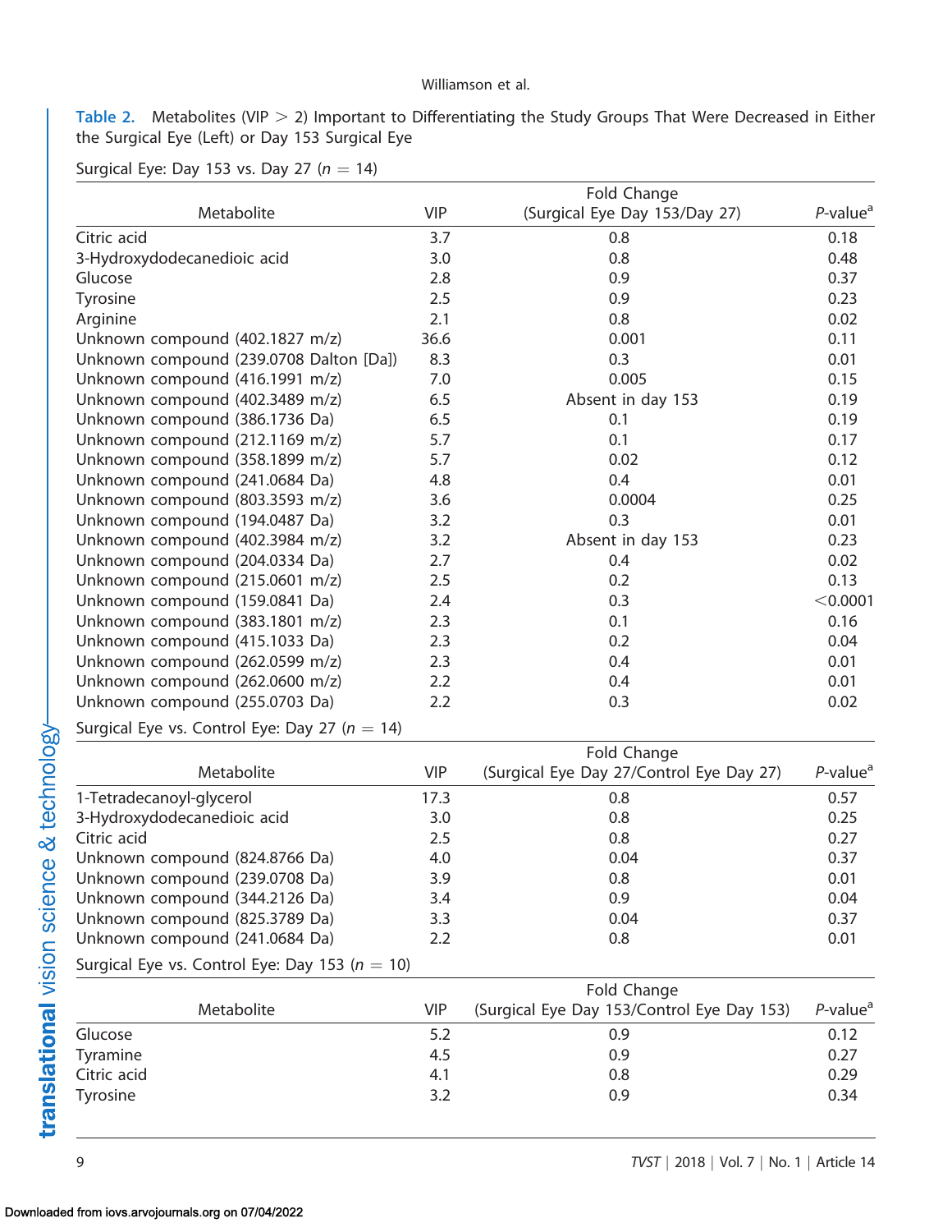**Table 2.** Metabolites (VIP > 2) Important to Differentiating the Study Groups That Were Decreased in Either the Surgical Eye (Left) or Day 153 Surgical Eye

Surgical Eye: Day 153 vs. Day 27 ($n = 14$)

| Metabolite | VIP | Fold Change (Surgical Eye Day 153/Day 27) | P-value[a] |
|---|---|---|---|
| Citric acid | 3.7 | 0.8 | 0.18 |
| 3-Hydroxydodecanedioic acid | 3.0 | 0.8 | 0.48 |
| Glucose | 2.8 | 0.9 | 0.37 |
| Tyrosine | 2.5 | 0.9 | 0.23 |
| Arginine | 2.1 | 0.8 | 0.02 |
| Unknown compound (402.1827 m/z) | 36.6 | 0.001 | 0.11 |
| Unknown compound (239.0708 Dalton [Da]) | 8.3 | 0.3 | 0.01 |
| Unknown compound (416.1991 m/z) | 7.0 | 0.005 | 0.15 |
| Unknown compound (402.3489 m/z) | 6.5 | Absent in day 153 | 0.19 |
| Unknown compound (386.1736 Da) | 6.5 | 0.1 | 0.19 |
| Unknown compound (212.1169 m/z) | 5.7 | 0.1 | 0.17 |
| Unknown compound (358.1899 m/z) | 5.7 | 0.02 | 0.12 |
| Unknown compound (241.0684 Da) | 4.8 | 0.4 | 0.01 |
| Unknown compound (803.3593 m/z) | 3.6 | 0.0004 | 0.25 |
| Unknown compound (194.0487 Da) | 3.2 | 0.3 | 0.01 |
| Unknown compound (402.3984 m/z) | 3.2 | Absent in day 153 | 0.23 |
| Unknown compound (204.0334 Da) | 2.7 | 0.4 | 0.02 |
| Unknown compound (215.0601 m/z) | 2.5 | 0.2 | 0.13 |
| Unknown compound (159.0841 Da) | 2.4 | 0.3 | <0.0001 |
| Unknown compound (383.1801 m/z) | 2.3 | 0.1 | 0.16 |
| Unknown compound (415.1033 Da) | 2.3 | 0.2 | 0.04 |
| Unknown compound (262.0599 m/z) | 2.3 | 0.4 | 0.01 |
| Unknown compound (262.0600 m/z) | 2.2 | 0.4 | 0.01 |
| Unknown compound (255.0703 Da) | 2.2 | 0.3 | 0.02 |

Surgical Eye vs. Control Eye: Day 27 ($n = 14$)

| Metabolite | VIP | Fold Change (Surgical Eye Day 27/Control Eye Day 27) | P-value[a] |
|---|---|---|---|
| 1-Tetradecanoyl-glycerol | 17.3 | 0.8 | 0.57 |
| 3-Hydroxydodecanedioic acid | 3.0 | 0.8 | 0.25 |
| Citric acid | 2.5 | 0.8 | 0.27 |
| Unknown compound (824.8766 Da) | 4.0 | 0.04 | 0.37 |
| Unknown compound (239.0708 Da) | 3.9 | 0.8 | 0.01 |
| Unknown compound (344.2126 Da) | 3.4 | 0.9 | 0.04 |
| Unknown compound (825.3789 Da) | 3.3 | 0.04 | 0.37 |
| Unknown compound (241.0684 Da) | 2.2 | 0.8 | 0.01 |

Surgical Eye vs. Control Eye: Day 153 ($n = 10$)

| Metabolite | VIP | Fold Change (Surgical Eye Day 153/Control Eye Day 153) | P-value[a] |
|---|---|---|---|
| Glucose | 5.2 | 0.9 | 0.12 |
| Tyramine | 4.5 | 0.9 | 0.27 |
| Citric acid | 4.1 | 0.8 | 0.29 |
| Tyrosine | 3.2 | 0.9 | 0.34 |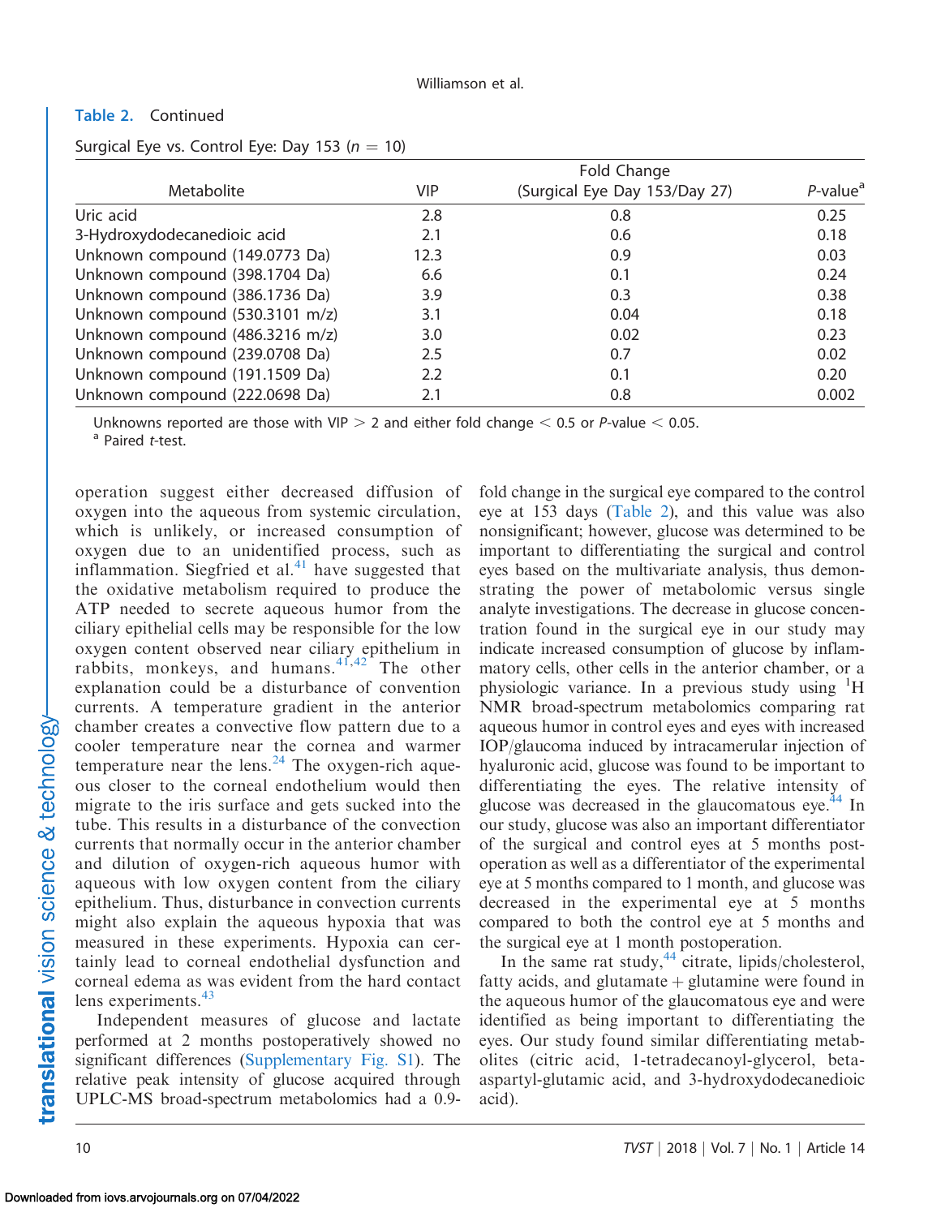**Table 2.** Continued

Surgical Eye vs. Control Eye: Day 153 ($n = 10$)

| Metabolite | VIP | Fold Change (Surgical Eye Day 153/Day 27) | P-value[a] |
|---|---|---|---|
| Uric acid | 2.8 | 0.8 | 0.25 |
| 3-Hydroxydodecanedioic acid | 2.1 | 0.6 | 0.18 |
| Unknown compound (149.0773 Da) | 12.3 | 0.9 | 0.03 |
| Unknown compound (398.1704 Da) | 6.6 | 0.1 | 0.24 |
| Unknown compound (386.1736 Da) | 3.9 | 0.3 | 0.38 |
| Unknown compound (530.3101 m/z) | 3.1 | 0.04 | 0.18 |
| Unknown compound (486.3216 m/z) | 3.0 | 0.02 | 0.23 |
| Unknown compound (239.0708 Da) | 2.5 | 0.7 | 0.02 |
| Unknown compound (191.1509 Da) | 2.2 | 0.1 | 0.20 |
| Unknown compound (222.0698 Da) | 2.1 | 0.8 | 0.002 |

Unknowns reported are those with VIP $> 2$ and either fold change $< 0.5$ or P-value $< 0.05$.
[a] Paired t-test.

operation suggest either decreased diffusion of oxygen into the aqueous from systemic circulation, which is unlikely, or increased consumption of oxygen due to an unidentified process, such as inflammation. Siegfried et al.[41] have suggested that the oxidative metabolism required to produce the ATP needed to secrete aqueous humor from the ciliary epithelial cells may be responsible for the low oxygen content observed near ciliary epithelium in rabbits, monkeys, and humans.[41,42] The other explanation could be a disturbance of convention currents. A temperature gradient in the anterior chamber creates a convective flow pattern due to a cooler temperature near the cornea and warmer temperature near the lens.[24] The oxygen-rich aqueous closer to the corneal endothelium would then migrate to the iris surface and gets sucked into the tube. This results in a disturbance of the convection currents that normally occur in the anterior chamber and dilution of oxygen-rich aqueous humor with aqueous with low oxygen content from the ciliary epithelium. Thus, disturbance in convection currents might also explain the aqueous hypoxia that was measured in these experiments. Hypoxia can certainly lead to corneal endothelial dysfunction and corneal edema as was evident from the hard contact lens experiments.[43]

Independent measures of glucose and lactate performed at 2 months postoperatively showed no significant differences (Supplementary Fig. S1). The relative peak intensity of glucose acquired through UPLC-MS broad-spectrum metabolomics had a 0.9-fold change in the surgical eye compared to the control eye at 153 days (Table 2), and this value was also nonsignificant; however, glucose was determined to be important to differentiating the surgical and control eyes based on the multivariate analysis, thus demonstrating the power of metabolomic versus single analyte investigations. The decrease in glucose concentration found in the surgical eye in our study may indicate increased consumption of glucose by inflammatory cells, other cells in the anterior chamber, or a physiologic variance. In a previous study using $^{1}$H NMR broad-spectrum metabolomics comparing rat aqueous humor in control eyes and eyes with increased IOP/glaucoma induced by intracamerular injection of hyaluronic acid, glucose was found to be important to differentiating the eyes. The relative intensity of glucose was decreased in the glaucomatous eye.[44] In our study, glucose was also an important differentiator of the surgical and control eyes at 5 months postoperation as well as a differentiator of the experimental eye at 5 months compared to 1 month, and glucose was decreased in the experimental eye at 5 months compared to both the control eye at 5 months and the surgical eye at 1 month postoperation.

In the same rat study,[44] citrate, lipids/cholesterol, fatty acids, and glutamate + glutamine were found in the aqueous humor of the glaucomatous eye and were identified as being important to differentiating the eyes. Our study found similar differentiating metabolites (citric acid, 1-tetradecanoyl-glycerol, beta-aspartyl-glutamic acid, and 3-hydroxydodecanedioic acid).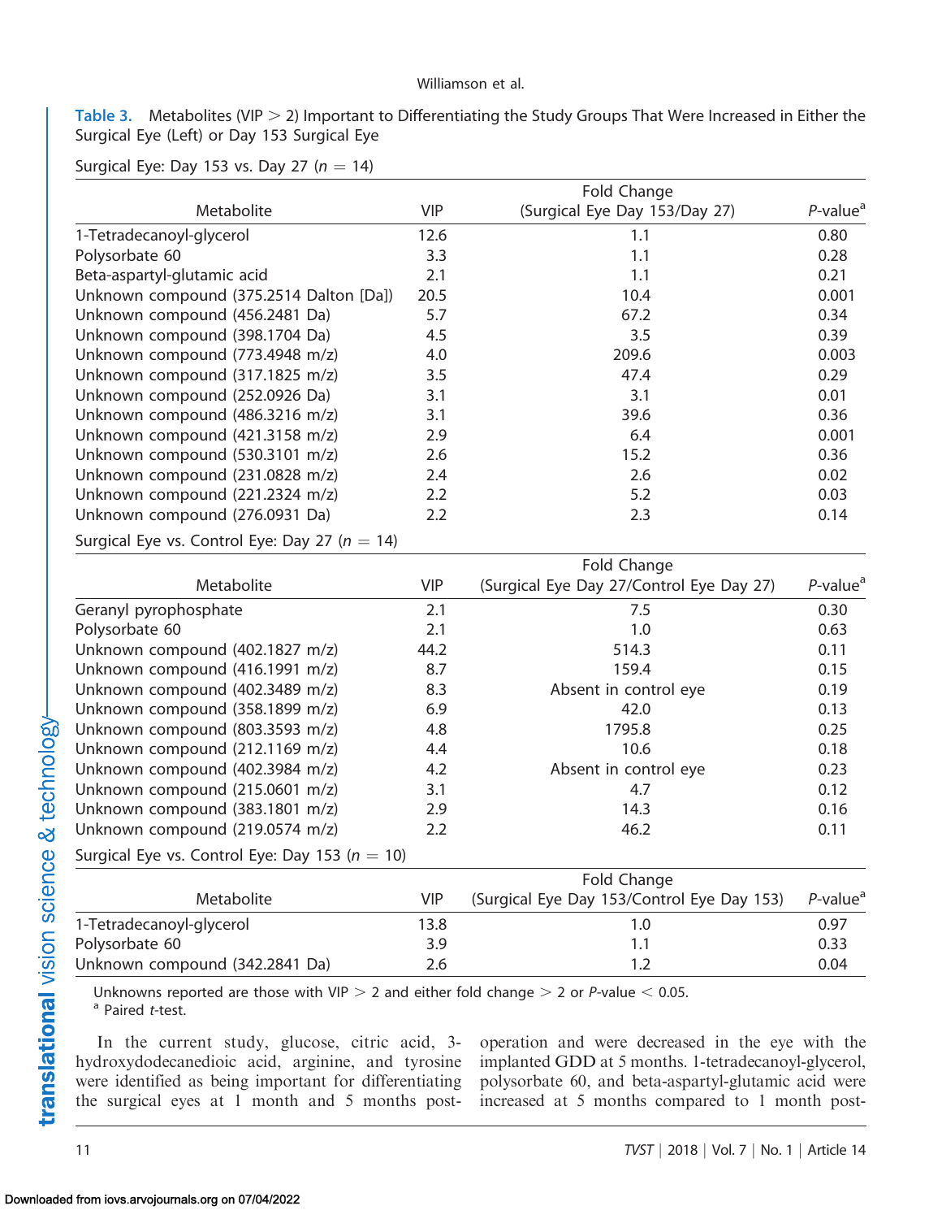**Table 3.** Metabolites (VIP > 2) Important to Differentiating the Study Groups That Were Increased in Either the Surgical Eye (Left) or Day 153 Surgical Eye

Surgical Eye: Day 153 vs. Day 27 ($n = 14$)

| Metabolite | VIP | Fold Change (Surgical Eye Day 153/Day 27) | *P*-value[a] |
|---|---|---|---|
| 1-Tetradecanoyl-glycerol | 12.6 | 1.1 | 0.80 |
| Polysorbate 60 | 3.3 | 1.1 | 0.28 |
| Beta-aspartyl-glutamic acid | 2.1 | 1.1 | 0.21 |
| Unknown compound (375.2514 Dalton [Da]) | 20.5 | 10.4 | 0.001 |
| Unknown compound (456.2481 Da) | 5.7 | 67.2 | 0.34 |
| Unknown compound (398.1704 Da) | 4.5 | 3.5 | 0.39 |
| Unknown compound (773.4948 m/z) | 4.0 | 209.6 | 0.003 |
| Unknown compound (317.1825 m/z) | 3.5 | 47.4 | 0.29 |
| Unknown compound (252.0926 Da) | 3.1 | 3.1 | 0.01 |
| Unknown compound (486.3216 m/z) | 3.1 | 39.6 | 0.36 |
| Unknown compound (421.3158 m/z) | 2.9 | 6.4 | 0.001 |
| Unknown compound (530.3101 m/z) | 2.6 | 15.2 | 0.36 |
| Unknown compound (231.0828 m/z) | 2.4 | 2.6 | 0.02 |
| Unknown compound (221.2324 m/z) | 2.2 | 5.2 | 0.03 |
| Unknown compound (276.0931 Da) | 2.2 | 2.3 | 0.14 |

Surgical Eye vs. Control Eye: Day 27 ($n = 14$)

| Metabolite | VIP | Fold Change (Surgical Eye Day 27/Control Eye Day 27) | *P*-value[a] |
|---|---|---|---|
| Geranyl pyrophosphate | 2.1 | 7.5 | 0.30 |
| Polysorbate 60 | 2.1 | 1.0 | 0.63 |
| Unknown compound (402.1827 m/z) | 44.2 | 514.3 | 0.11 |
| Unknown compound (416.1991 m/z) | 8.7 | 159.4 | 0.15 |
| Unknown compound (402.3489 m/z) | 8.3 | Absent in control eye | 0.19 |
| Unknown compound (358.1899 m/z) | 6.9 | 42.0 | 0.13 |
| Unknown compound (803.3593 m/z) | 4.8 | 1795.8 | 0.25 |
| Unknown compound (212.1169 m/z) | 4.4 | 10.6 | 0.18 |
| Unknown compound (402.3984 m/z) | 4.2 | Absent in control eye | 0.23 |
| Unknown compound (215.0601 m/z) | 3.1 | 4.7 | 0.12 |
| Unknown compound (383.1801 m/z) | 2.9 | 14.3 | 0.16 |
| Unknown compound (219.0574 m/z) | 2.2 | 46.2 | 0.11 |

Surgical Eye vs. Control Eye: Day 153 ($n = 10$)

| Metabolite | VIP | Fold Change (Surgical Eye Day 153/Control Eye Day 153) | *P*-value[a] |
|---|---|---|---|
| 1-Tetradecanoyl-glycerol | 13.8 | 1.0 | 0.97 |
| Polysorbate 60 | 3.9 | 1.1 | 0.33 |
| Unknown compound (342.2841 Da) | 2.6 | 1.2 | 0.04 |

Unknowns reported are those with VIP > 2 and either fold change > 2 or *P*-value < 0.05.
[a] Paired *t*-test.

In the current study, glucose, citric acid, 3-hydroxydodecanedioic acid, arginine, and tyrosine were identified as being important for differentiating the surgical eyes at 1 month and 5 months post-operation and were decreased in the eye with the implanted GDD at 5 months. 1-tetradecanoyl-glycerol, polysorbate 60, and beta-aspartyl-glutamic acid were increased at 5 months compared to 1 month post-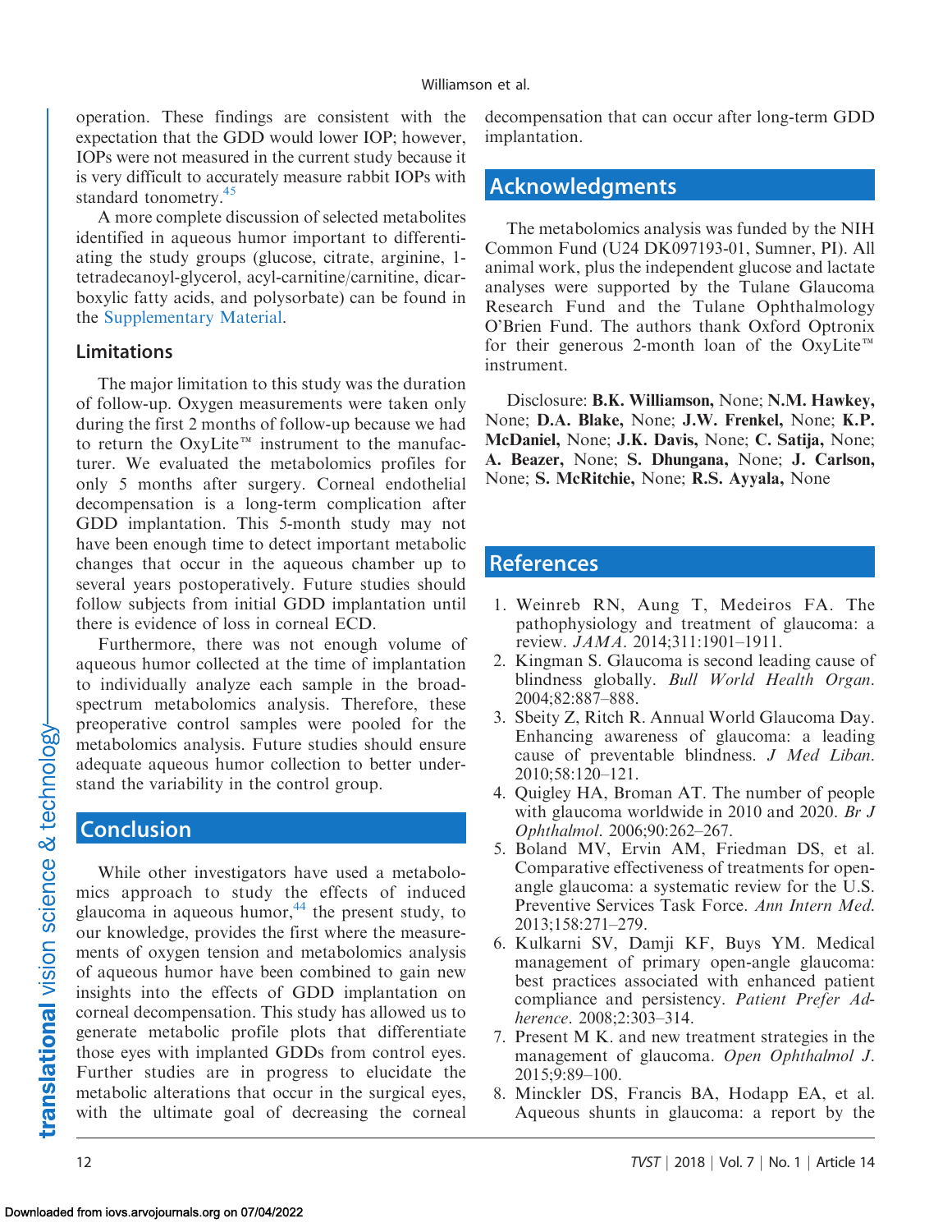operation. These findings are consistent with the expectation that the GDD would lower IOP; however, IOPs were not measured in the current study because it is very difficult to accurately measure rabbit IOPs with standard tonometry.[45]

A more complete discussion of selected metabolites identified in aqueous humor important to differentiating the study groups (glucose, citrate, arginine, 1-tetradecanoyl-glycerol, acyl-carnitine/carnitine, dicarboxylic fatty acids, and polysorbate) can be found in the Supplementary Material.

### Limitations

The major limitation to this study was the duration of follow-up. Oxygen measurements were taken only during the first 2 months of follow-up because we had to return the OxyLite™ instrument to the manufacturer. We evaluated the metabolomics profiles for only 5 months after surgery. Corneal endothelial decompensation is a long-term complication after GDD implantation. This 5-month study may not have been enough time to detect important metabolic changes that occur in the aqueous chamber up to several years postoperatively. Future studies should follow subjects from initial GDD implantation until there is evidence of loss in corneal ECD.

Furthermore, there was not enough volume of aqueous humor collected at the time of implantation to individually analyze each sample in the broad-spectrum metabolomics analysis. Therefore, these preoperative control samples were pooled for the metabolomics analysis. Future studies should ensure adequate aqueous humor collection to better understand the variability in the control group.

## Conclusion

While other investigators have used a metabolomics approach to study the effects of induced glaucoma in aqueous humor,[44] the present study, to our knowledge, provides the first where the measurements of oxygen tension and metabolomics analysis of aqueous humor have been combined to gain new insights into the effects of GDD implantation on corneal decompensation. This study has allowed us to generate metabolic profile plots that differentiate those eyes with implanted GDDs from control eyes. Further studies are in progress to elucidate the metabolic alterations that occur in the surgical eyes, with the ultimate goal of decreasing the corneal decompensation that can occur after long-term GDD implantation.

## Acknowledgments

The metabolomics analysis was funded by the NIH Common Fund (U24 DK097193-01, Sumner, PI). All animal work, plus the independent glucose and lactate analyses were supported by the Tulane Glaucoma Research Fund and the Tulane Ophthalmology O'Brien Fund. The authors thank Oxford Optronix for their generous 2-month loan of the OxyLite™ instrument.

Disclosure: **B.K. Williamson,** None; **N.M. Hawkey,** None; **D.A. Blake,** None; **J.W. Frenkel,** None; **K.P. McDaniel,** None; **J.K. Davis,** None; **C. Satija,** None; **A. Beazer,** None; **S. Dhungana,** None; **J. Carlson,** None; **S. McRitchie,** None; **R.S. Ayyala,** None

## References

1. Weinreb RN, Aung T, Medeiros FA. The pathophysiology and treatment of glaucoma: a review. *JAMA*. 2014;311:1901–1911.
2. Kingman S. Glaucoma is second leading cause of blindness globally. *Bull World Health Organ*. 2004;82:887–888.
3. Sbeity Z, Ritch R. Annual World Glaucoma Day. Enhancing awareness of glaucoma: a leading cause of preventable blindness. *J Med Liban*. 2010;58:120–121.
4. Quigley HA, Broman AT. The number of people with glaucoma worldwide in 2010 and 2020. *Br J Ophthalmol*. 2006;90:262–267.
5. Boland MV, Ervin AM, Friedman DS, et al. Comparative effectiveness of treatments for open-angle glaucoma: a systematic review for the U.S. Preventive Services Task Force. *Ann Intern Med*. 2013;158:271–279.
6. Kulkarni SV, Damji KF, Buys YM. Medical management of primary open-angle glaucoma: best practices associated with enhanced patient compliance and persistency. *Patient Prefer Adherence*. 2008;2:303–314.
7. Present M K. and new treatment strategies in the management of glaucoma. *Open Ophthalmol J*. 2015;9:89–100.
8. Minckler DS, Francis BA, Hodapp EA, et al. Aqueous shunts in glaucoma: a report by the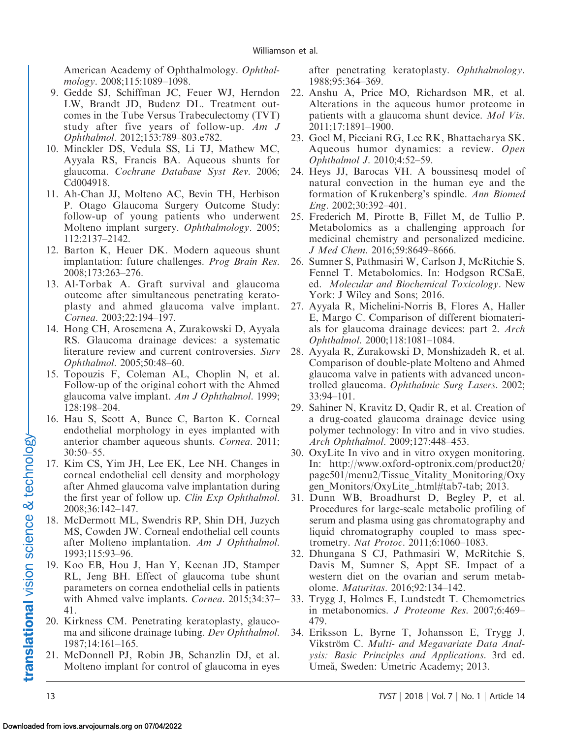American Academy of Ophthalmology. *Ophthalmology*. 2008;115:1089–1098.

9. Gedde SJ, Schiffman JC, Feuer WJ, Herndon LW, Brandt JD, Budenz DL. Treatment outcomes in the Tube Versus Trabeculectomy (TVT) study after five years of follow-up. *Am J Ophthalmol*. 2012;153:789–803.e782.
10. Minckler DS, Vedula SS, Li TJ, Mathew MC, Ayyala RS, Francis BA. Aqueous shunts for glaucoma. *Cochrane Database Syst Rev*. 2006; Cd004918.
11. Ah-Chan JJ, Molteno AC, Bevin TH, Herbison P. Otago Glaucoma Surgery Outcome Study: follow-up of young patients who underwent Molteno implant surgery. *Ophthalmology*. 2005; 112:2137–2142.
12. Barton K, Heuer DK. Modern aqueous shunt implantation: future challenges. *Prog Brain Res*. 2008;173:263–276.
13. Al-Torbak A. Graft survival and glaucoma outcome after simultaneous penetrating keratoplasty and ahmed glaucoma valve implant. *Cornea*. 2003;22:194–197.
14. Hong CH, Arosemena A, Zurakowski D, Ayyala RS. Glaucoma drainage devices: a systematic literature review and current controversies. *Surv Ophthalmol*. 2005;50:48–60.
15. Topouzis F, Coleman AL, Choplin N, et al. Follow-up of the original cohort with the Ahmed glaucoma valve implant. *Am J Ophthalmol*. 1999; 128:198–204.
16. Hau S, Scott A, Bunce C, Barton K. Corneal endothelial morphology in eyes implanted with anterior chamber aqueous shunts. *Cornea*. 2011; 30:50–55.
17. Kim CS, Yim JH, Lee EK, Lee NH. Changes in corneal endothelial cell density and morphology after Ahmed glaucoma valve implantation during the first year of follow up. *Clin Exp Ophthalmol*. 2008;36:142–147.
18. McDermott ML, Swendris RP, Shin DH, Juzych MS, Cowden JW. Corneal endothelial cell counts after Molteno implantation. *Am J Ophthalmol*. 1993;115:93–96.
19. Koo EB, Hou J, Han Y, Keenan JD, Stamper RL, Jeng BH. Effect of glaucoma tube shunt parameters on cornea endothelial cells in patients with Ahmed valve implants. *Cornea*. 2015;34:37–41.
20. Kirkness CM. Penetrating keratoplasty, glaucoma and silicone drainage tubing. *Dev Ophthalmol*. 1987;14:161–165.
21. McDonnell PJ, Robin JB, Schanzlin DJ, et al. Molteno implant for control of glaucoma in eyes after penetrating keratoplasty. *Ophthalmology*. 1988;95:364–369.
22. Anshu A, Price MO, Richardson MR, et al. Alterations in the aqueous humor proteome in patients with a glaucoma shunt device. *Mol Vis*. 2011;17:1891–1900.
23. Goel M, Picciani RG, Lee RK, Bhattacharya SK. Aqueous humor dynamics: a review. *Open Ophthalmol J*. 2010;4:52–59.
24. Heys JJ, Barocas VH. A boussinesq model of natural convection in the human eye and the formation of Krukenberg's spindle. *Ann Biomed Eng*. 2002;30:392–401.
25. Frederich M, Pirotte B, Fillet M, de Tullio P. Metabolomics as a challenging approach for medicinal chemistry and personalized medicine. *J Med Chem*. 2016;59:8649–8666.
26. Sumner S, Pathmasiri W, Carlson J, McRitchie S, Fennel T. Metabolomics. In: Hodgson RCSaE, ed. *Molecular and Biochemical Toxicology*. New York: J Wiley and Sons; 2016.
27. Ayyala R, Michelini-Norris B, Flores A, Haller E, Margo C. Comparison of different biomaterials for glaucoma drainage devices: part 2. *Arch Ophthalmol*. 2000;118:1081–1084.
28. Ayyala R, Zurakowski D, Monshizadeh R, et al. Comparison of double-plate Molteno and Ahmed glaucoma valve in patients with advanced uncontrolled glaucoma. *Ophthalmic Surg Lasers*. 2002; 33:94–101.
29. Sahiner N, Kravitz D, Qadir R, et al. Creation of a drug-coated glaucoma drainage device using polymer technology: In vitro and in vivo studies. *Arch Ophthalmol*. 2009;127:448–453.
30. OxyLite In vivo and in vitro oxygen monitoring. In: http://www.oxford-optronix.com/product20/page501/menu2/Tissue_Vitality_Monitoring/Oxygen_Monitors/OxyLite_.html#tab7-tab; 2013.
31. Dunn WB, Broadhurst D, Begley P, et al. Procedures for large-scale metabolic profiling of serum and plasma using gas chromatography and liquid chromatography coupled to mass spectrometry. *Nat Protoc*. 2011;6:1060–1083.
32. Dhungana S CJ, Pathmasiri W, McRitchie S, Davis M, Sumner S, Appt SE. Impact of a western diet on the ovarian and serum metabolome. *Maturitas*. 2016;92:134–142.
33. Trygg J, Holmes E, Lundstedt T. Chemometrics in metabonomics. *J Proteome Res*. 2007;6:469–479.
34. Eriksson L, Byrne T, Johansson E, Trygg J, Vikström C. *Multi- and Megavariate Data Analysis: Basic Principles and Applications*. 3rd ed. Umeå, Sweden: Umetric Academy; 2013.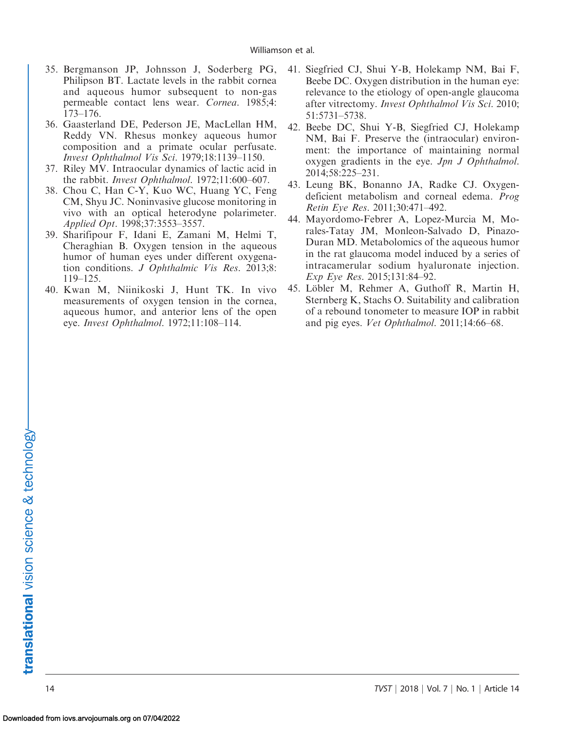35. Bergmanson JP, Johnsson J, Soderberg PG, Philipson BT. Lactate levels in the rabbit cornea and aqueous humor subsequent to non-gas permeable contact lens wear. *Cornea*. 1985;4:173–176.
36. Gaasterland DE, Pederson JE, MacLellan HM, Reddy VN. Rhesus monkey aqueous humor composition and a primate ocular perfusate. *Invest Ophthalmol Vis Sci*. 1979;18:1139–1150.
37. Riley MV. Intraocular dynamics of lactic acid in the rabbit. *Invest Ophthalmol*. 1972;11:600–607.
38. Chou C, Han C-Y, Kuo WC, Huang YC, Feng CM, Shyu JC. Noninvasive glucose monitoring in vivo with an optical heterodyne polarimeter. *Applied Opt*. 1998;37:3553–3557.
39. Sharifipour F, Idani E, Zamani M, Helmi T, Cheraghian B. Oxygen tension in the aqueous humor of human eyes under different oxygenation conditions. *J Ophthalmic Vis Res*. 2013;8:119–125.
40. Kwan M, Niinikoski J, Hunt TK. In vivo measurements of oxygen tension in the cornea, aqueous humor, and anterior lens of the open eye. *Invest Ophthalmol*. 1972;11:108–114.
41. Siegfried CJ, Shui Y-B, Holekamp NM, Bai F, Beebe DC. Oxygen distribution in the human eye: relevance to the etiology of open-angle glaucoma after vitrectomy. *Invest Ophthalmol Vis Sci*. 2010;51:5731–5738.
42. Beebe DC, Shui Y-B, Siegfried CJ, Holekamp NM, Bai F. Preserve the (intraocular) environment: the importance of maintaining normal oxygen gradients in the eye. *Jpn J Ophthalmol*. 2014;58:225–231.
43. Leung BK, Bonanno JA, Radke CJ. Oxygen-deficient metabolism and corneal edema. *Prog Retin Eye Res*. 2011;30:471–492.
44. Mayordomo-Febrer A, Lopez-Murcia M, Morales-Tatay JM, Monleon-Salvado D, Pinazo-Duran MD. Metabolomics of the aqueous humor in the rat glaucoma model induced by a series of intracamerular sodium hyaluronate injection. *Exp Eye Res*. 2015;131:84–92.
45. Löbler M, Rehmer A, Guthoff R, Martin H, Sternberg K, Stachs O. Suitability and calibration of a rebound tonometer to measure IOP in rabbit and pig eyes. *Vet Ophthalmol*. 2011;14:66–68.